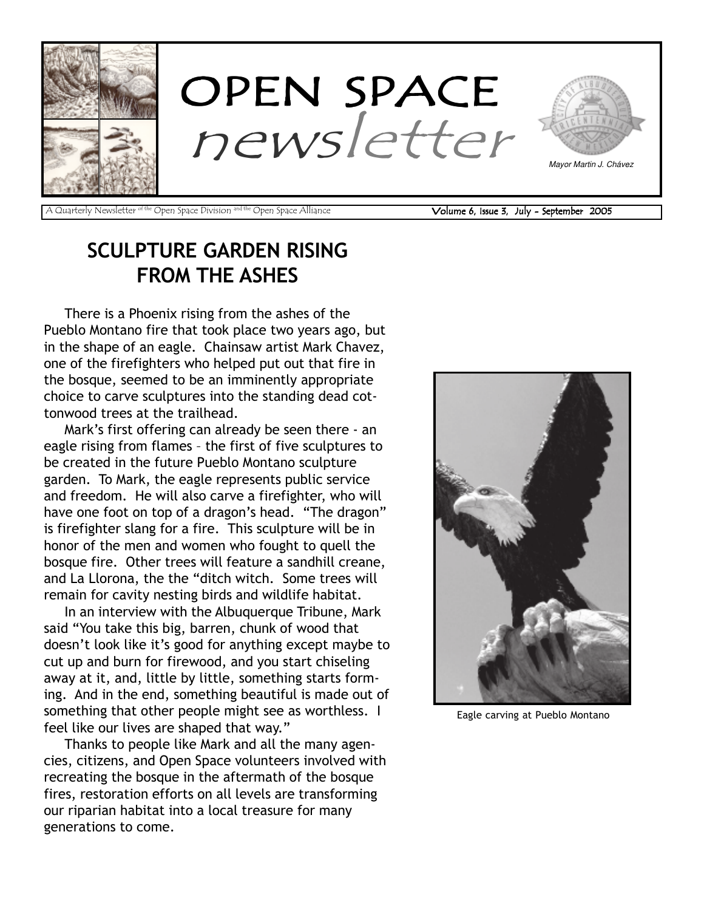# OPEN SPACE newsletter

Mayor Martin J. Chávez

A Quarterly Newsletter of the Open Space Division and the Open Space Alliance

Volume 6, Issue 3, July - September 2005

## SCULPTURE GARDEN RISING FROM THE ASHES

There is a Phoenix rising from the ashes of the Pueblo Montano fire that took place two years ago, but in the shape of an eagle. Chainsaw artist Mark Chavez, one of the firefighters who helped put out that fire in the bosque, seemed to be an imminently appropriate choice to carve sculptures into the standing dead cottonwood trees at the trailhead.

Mark's first offering can already be seen there - an eagle rising from flames – the first of five sculptures to be created in the future Pueblo Montano sculpture garden. To Mark, the eagle represents public service and freedom. He will also carve a firefighter, who will have one foot on top of a dragon's head. "The dragon" is firefighter slang for a fire. This sculpture will be in honor of the men and women who fought to quell the bosque fire. Other trees will feature a sandhill creane, and La Llorona, the the "ditch witch. Some trees will remain for cavity nesting birds and wildlife habitat.

In an interview with the Albuquerque Tribune, Mark said "You take this big, barren, chunk of wood that doesn't look like it's good for anything except maybe to cut up and burn for firewood, and you start chiseling away at it, and, little by little, something starts forming. And in the end, something beautiful is made out of something that other people might see as worthless. I feel like our lives are shaped that way."

Thanks to people like Mark and all the many agencies, citizens, and Open Space volunteers involved with recreating the bosque in the aftermath of the bosque fires, restoration efforts on all levels are transforming our riparian habitat into a local treasure for many generations to come.

Eagle carving at Pueblo Montano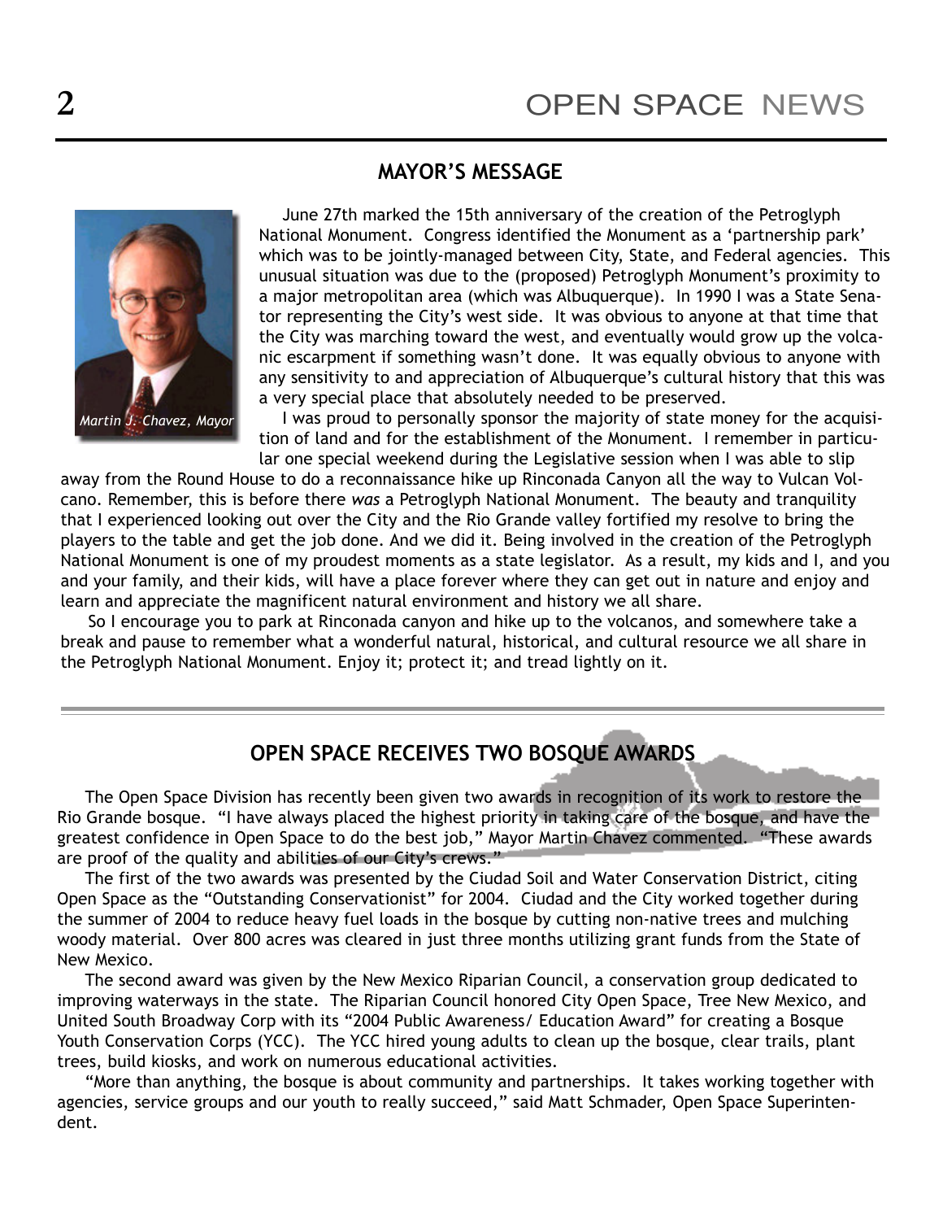## MAYOR'S MESSAGE

*Martin J. Chavez, Mayor*

June 27th marked the 15th anniversary of the creation of the Petroglyph National Monument. Congress identified the Monument as a 'partnership park' which was to be jointly-managed between City, State, and Federal agencies. This unusual situation was due to the (proposed) Petroglyph Monument's proximity to a major metropolitan area (which was Albuquerque). In 1990 I was a State Senator representing the City's west side. It was obvious to anyone at that time that the City was marching toward the west, and eventually would grow up the volcanic escarpment if something wasn't done. It was equally obvious to anyone with any sensitivity to and appreciation of Albuquerque's cultural history that this was a very special place that absolutely needed to be preserved.

I was proud to personally sponsor the majority of state money for the acquisition of land and for the establishment of the Monument. I remember in particular one special weekend during the Legislative session when I was able to slip away from the Round House to do a reconnaissance hike up Rinconada Canyon all the way to Vulcan Volcano. Remember, this is before there *was* a Petroglyph National Monument. The beauty and tranquility that I experienced looking out over the City and the Rio Grande valley fortified my resolve to bring the players to the table and get the job done. And we did it. Being involved in the creation of the Petroglyph National Monument is one of my proudest moments as a state legislator. As a result, my kids and I, and you and your family, and their kids, will have a place forever where they can get out in nature and enjoy and learn and appreciate the magnificent natural environment and history we all share.

So I encourage you to park at Rinconada canyon and hike up to the volcanos, and somewhere take a break and pause to remember what a wonderful natural, historical, and cultural resource we all share in the Petroglyph National Monument. Enjoy it; protect it; and tread lightly on it.

## OPEN SPACE RECEIVES TWO BOSQUE AWARDS

The Open Space Division has recently been given two awards in recognition of its work to restore the Rio Grande bosque. "I have always placed the highest priority in taking care of the bosque, and have the greatest confidence in Open Space to do the best job," Mayor Martin Chavez commented. "These awards are proof of the quality and abilities of our City's crews."

The first of the two awards was presented by the Ciudad Soil and Water Conservation District, citing Open Space as the "Outstanding Conservationist" for 2004. Ciudad and the City worked together during the summer of 2004 to reduce heavy fuel loads in the bosque by cutting non-native trees and mulching woody material. Over 800 acres was cleared in just three months utilizing grant funds from the State of New Mexico.

The second award was given by the New Mexico Riparian Council, a conservation group dedicated to improving waterways in the state. The Riparian Council honored City Open Space, Tree New Mexico, and United South Broadway Corp with its "2004 Public Awareness/ Education Award" for creating a Bosque Youth Conservation Corps (YCC). The YCC hired young adults to clean up the bosque, clear trails, plant trees, build kiosks, and work on numerous educational activities.

"More than anything, the bosque is about community and partnerships. It takes working together with agencies, service groups and our youth to really succeed," said Matt Schmader, Open Space Superintendent.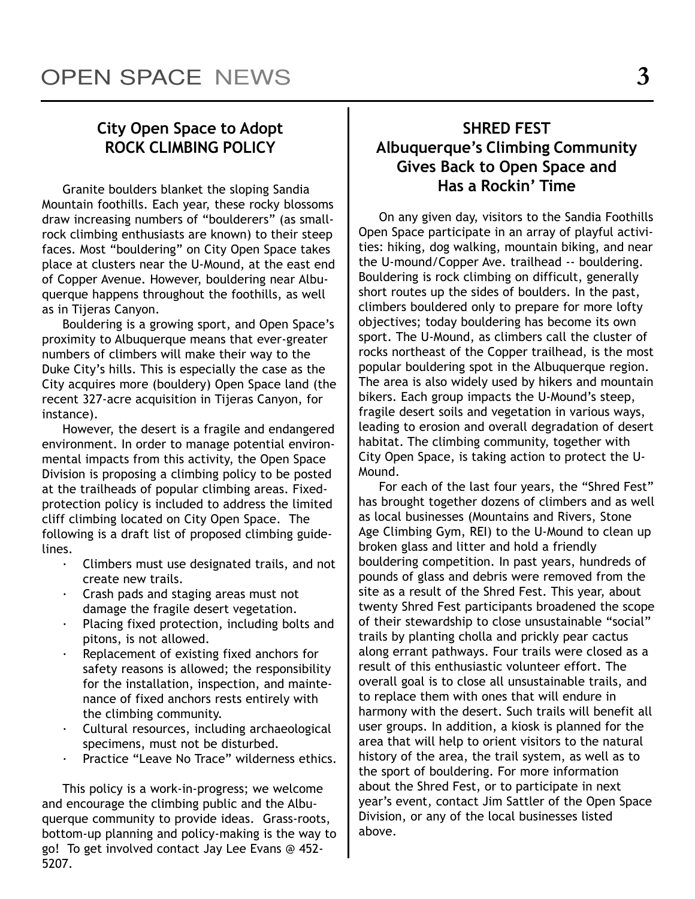## City Open Space to Adopt ROCK CLIMBING POLICY

Granite boulders blanket the sloping Sandia Mountain foothills. Each year, these rocky blossoms draw increasing numbers of "boulderers" (as small-rock climbing enthusiasts are known) to their steep faces. Most "bouldering" on City Open Space takes place at clusters near the U-Mound, at the east end of Copper Avenue. However, bouldering near Albuquerque happens throughout the foothills, as well as in Tijeras Canyon.

Bouldering is a growing sport, and Open Space's proximity to Albuquerque means that ever-greater numbers of climbers will make their way to the Duke City's hills. This is especially the case as the City acquires more (bouldery) Open Space land (the recent 327-acre acquisition in Tijeras Canyon, for instance).

However, the desert is a fragile and endangered environment. In order to manage potential environmental impacts from this activity, the Open Space Division is proposing a climbing policy to be posted at the trailheads of popular climbing areas. Fixed-protection policy is included to address the limited cliff climbing located on City Open Space. The following is a draft list of proposed climbing guidelines.

- Climbers must use designated trails, and not create new trails.
- Crash pads and staging areas must not damage the fragile desert vegetation.
- Placing fixed protection, including bolts and pitons, is not allowed.
- Replacement of existing fixed anchors for safety reasons is allowed; the responsibility for the installation, inspection, and maintenance of fixed anchors rests entirely with the climbing community.
- Cultural resources, including archaeological specimens, must not be disturbed.
- Practice "Leave No Trace" wilderness ethics.

This policy is a work-in-progress; we welcome and encourage the climbing public and the Albuquerque community to provide ideas. Grass-roots, bottom-up planning and policy-making is the way to go! To get involved contact Jay Lee Evans @ 452-5207.

## SHRED FEST Albuquerque's Climbing Community Gives Back to Open Space and Has a Rockin' Time

On any given day, visitors to the Sandia Foothills Open Space participate in an array of playful activities: hiking, dog walking, mountain biking, and near the U-mound/Copper Ave. trailhead -- bouldering. Bouldering is rock climbing on difficult, generally short routes up the sides of boulders. In the past, climbers bouldered only to prepare for more lofty objectives; today bouldering has become its own sport. The U-Mound, as climbers call the cluster of rocks northeast of the Copper trailhead, is the most popular bouldering spot in the Albuquerque region. The area is also widely used by hikers and mountain bikers. Each group impacts the U-Mound's steep, fragile desert soils and vegetation in various ways, leading to erosion and overall degradation of desert habitat. The climbing community, together with City Open Space, is taking action to protect the U-Mound.

For each of the last four years, the "Shred Fest" has brought together dozens of climbers and as well as local businesses (Mountains and Rivers, Stone Age Climbing Gym, REI) to the U-Mound to clean up broken glass and litter and hold a friendly bouldering competition. In past years, hundreds of pounds of glass and debris were removed from the site as a result of the Shred Fest. This year, about twenty Shred Fest participants broadened the scope of their stewardship to close unsustainable "social" trails by planting cholla and prickly pear cactus along errant pathways. Four trails were closed as a result of this enthusiastic volunteer effort. The overall goal is to close all unsustainable trails, and to replace them with ones that will endure in harmony with the desert. Such trails will benefit all user groups. In addition, a kiosk is planned for the area that will help to orient visitors to the natural history of the area, the trail system, as well as to the sport of bouldering. For more information about the Shred Fest, or to participate in next year's event, contact Jim Sattler of the Open Space Division, or any of the local businesses listed above.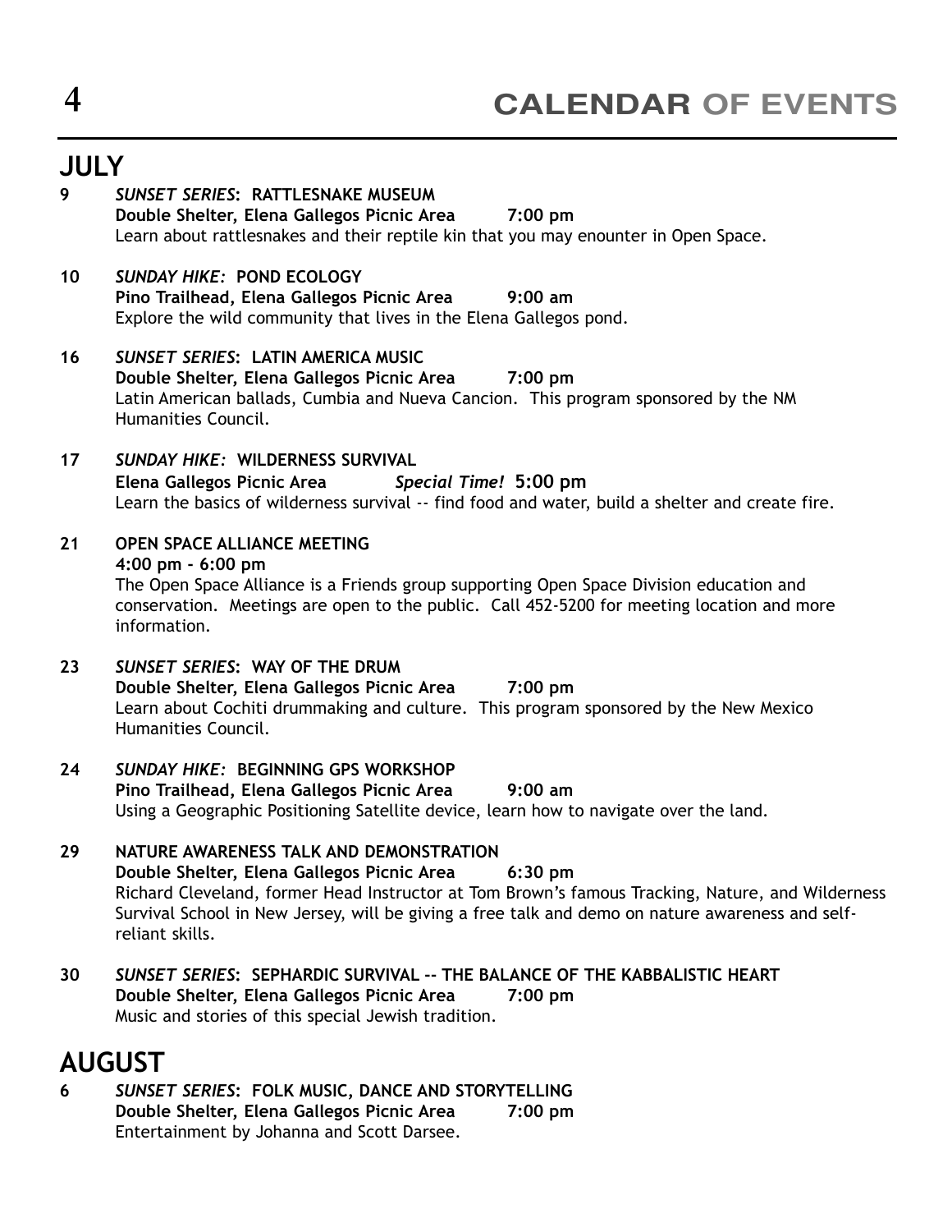# CALENDAR OF EVENTS

## JULY

**9** ***SUNSET SERIES*: RATTLESNAKE MUSEUM**
**Double Shelter, Elena Gallegos Picnic Area 7:00 pm**
Learn about rattlesnakes and their reptile kin that you may enounter in Open Space.

**10** ***SUNDAY HIKE:* POND ECOLOGY**
**Pino Trailhead, Elena Gallegos Picnic Area 9:00 am**
Explore the wild community that lives in the Elena Gallegos pond.

**16** ***SUNSET SERIES*: LATIN AMERICA MUSIC**
**Double Shelter, Elena Gallegos Picnic Area 7:00 pm**
Latin American ballads, Cumbia and Nueva Cancion. This program sponsored by the NM Humanities Council.

**17** ***SUNDAY HIKE:* WILDERNESS SURVIVAL**
**Elena Gallegos Picnic Area *Special Time!* 5:00 pm**
Learn the basics of wilderness survival -- find food and water, build a shelter and create fire.

**21** **OPEN SPACE ALLIANCE MEETING**
**4:00 pm - 6:00 pm**
The Open Space Alliance is a Friends group supporting Open Space Division education and conservation. Meetings are open to the public. Call 452-5200 for meeting location and more information.

**23** ***SUNSET SERIES*: WAY OF THE DRUM**
**Double Shelter, Elena Gallegos Picnic Area 7:00 pm**
Learn about Cochiti drummaking and culture. This program sponsored by the New Mexico Humanities Council.

**24** ***SUNDAY HIKE:* BEGINNING GPS WORKSHOP**
**Pino Trailhead, Elena Gallegos Picnic Area 9:00 am**
Using a Geographic Positioning Satellite device, learn how to navigate over the land.

**29** **NATURE AWARENESS TALK AND DEMONSTRATION**
**Double Shelter, Elena Gallegos Picnic Area 6:30 pm**
Richard Cleveland, former Head Instructor at Tom Brown's famous Tracking, Nature, and Wilderness Survival School in New Jersey, will be giving a free talk and demo on nature awareness and self-reliant skills.

**30** ***SUNSET SERIES*: SEPHARDIC SURVIVAL -- THE BALANCE OF THE KABBALISTIC HEART**
**Double Shelter, Elena Gallegos Picnic Area 7:00 pm**
Music and stories of this special Jewish tradition.

## AUGUST

**6** ***SUNSET SERIES*: FOLK MUSIC, DANCE AND STORYTELLING**
**Double Shelter, Elena Gallegos Picnic Area 7:00 pm**
Entertainment by Johanna and Scott Darsee.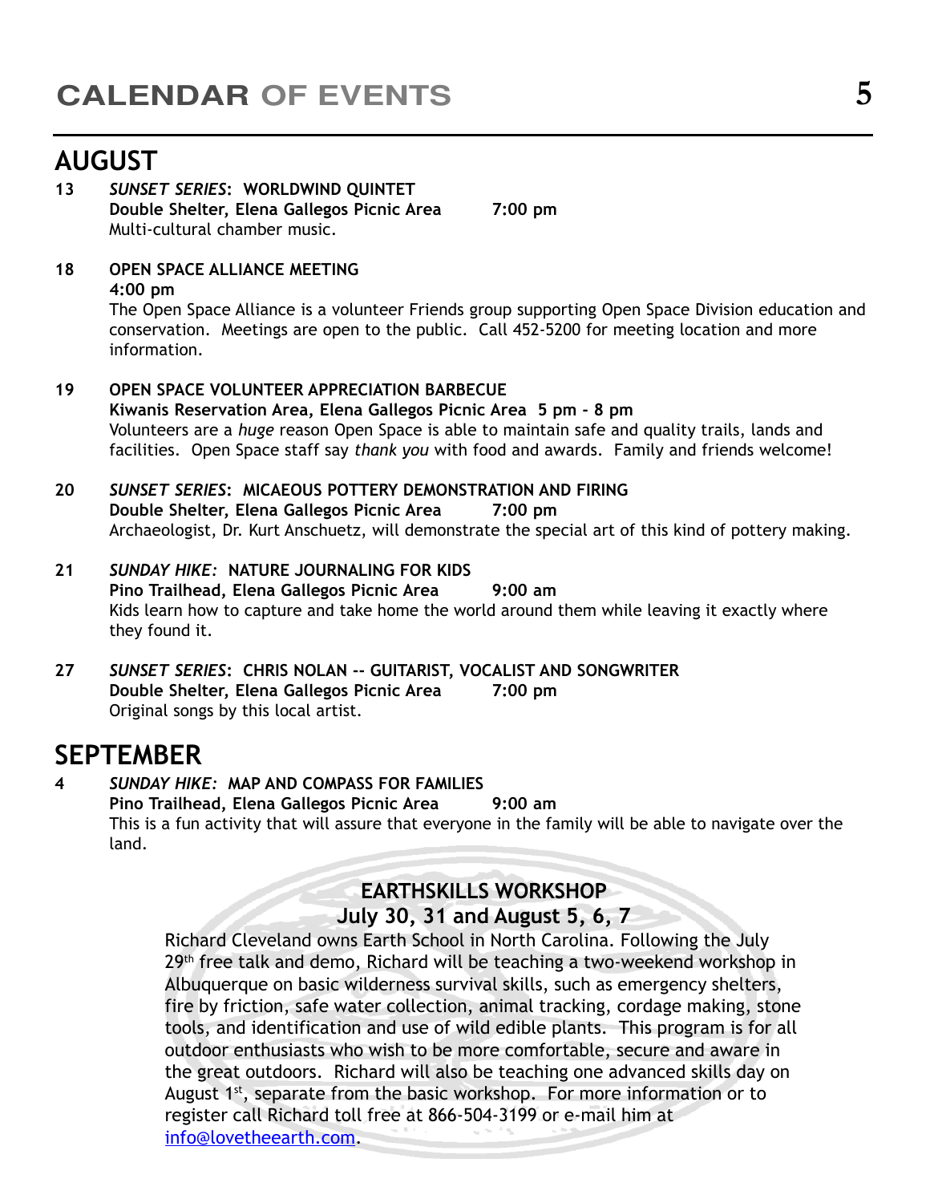# CALENDAR OF EVENTS

## AUGUST

**13** ***SUNSET SERIES*: WORLDWIND QUINTET**
**Double Shelter, Elena Gallegos Picnic Area 7:00 pm**
Multi-cultural chamber music.

**18** **OPEN SPACE ALLIANCE MEETING**
**4:00 pm**
The Open Space Alliance is a volunteer Friends group supporting Open Space Division education and conservation. Meetings are open to the public. Call 452-5200 for meeting location and more information.

**19** **OPEN SPACE VOLUNTEER APPRECIATION BARBECUE**
**Kiwanis Reservation Area, Elena Gallegos Picnic Area 5 pm - 8 pm**
Volunteers are a *huge* reason Open Space is able to maintain safe and quality trails, lands and facilities. Open Space staff say *thank you* with food and awards. Family and friends welcome!

**20** ***SUNSET SERIES*: MICAEOUS POTTERY DEMONSTRATION AND FIRING**
**Double Shelter, Elena Gallegos Picnic Area 7:00 pm**
Archaeologist, Dr. Kurt Anschuetz, will demonstrate the special art of this kind of pottery making.

**21** ***SUNDAY HIKE:* NATURE JOURNALING FOR KIDS**
**Pino Trailhead, Elena Gallegos Picnic Area 9:00 am**
Kids learn how to capture and take home the world around them while leaving it exactly where they found it.

**27** ***SUNSET SERIES*: CHRIS NOLAN -- GUITARIST, VOCALIST AND SONGWRITER**
**Double Shelter, Elena Gallegos Picnic Area 7:00 pm**
Original songs by this local artist.

## SEPTEMBER

**4** ***SUNDAY HIKE:* MAP AND COMPASS FOR FAMILIES**
**Pino Trailhead, Elena Gallegos Picnic Area 9:00 am**
This is a fun activity that will assure that everyone in the family will be able to navigate over the land.

### EARTHSKILLS WORKSHOP
### July 30, 31 and August 5, 6, 7

Richard Cleveland owns Earth School in North Carolina. Following the July 29th free talk and demo, Richard will be teaching a two-weekend workshop in Albuquerque on basic wilderness survival skills, such as emergency shelters, fire by friction, safe water collection, animal tracking, cordage making, stone tools, and identification and use of wild edible plants. This program is for all outdoor enthusiasts who wish to be more comfortable, secure and aware in the great outdoors. Richard will also be teaching one advanced skills day on August 1st, separate from the basic workshop. For more information or to register call Richard toll free at 866-504-3199 or e-mail him at info@lovetheearth.com.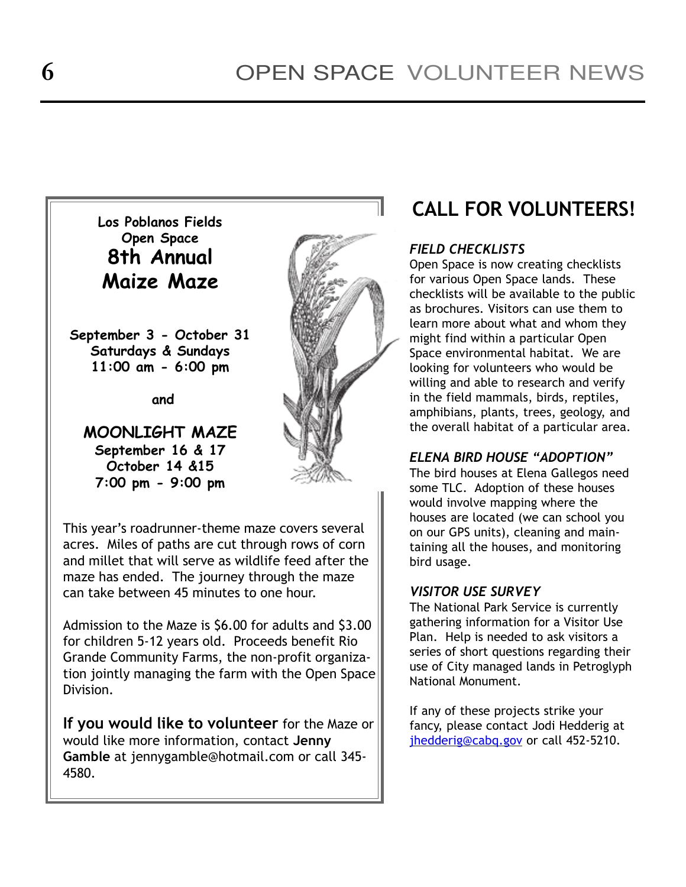**Los Poblanos Fields**
**Open Space**

## 8th Annual Maize Maze

**September 3 - October 31**
**Saturdays & Sundays**
**11:00 am - 6:00 pm**

**and**

**MOONLIGHT MAZE**
**September 16 & 17**
**October 14 &15**
**7:00 pm - 9:00 pm**

This year's roadrunner-theme maze covers several acres. Miles of paths are cut through rows of corn and millet that will serve as wildlife feed after the maze has ended. The journey through the maze can take between 45 minutes to one hour.

Admission to the Maze is $6.00 for adults and $3.00 for children 5-12 years old. Proceeds benefit Rio Grande Community Farms, the non-profit organization jointly managing the farm with the Open Space Division.

**If you would like to volunteer** for the Maze or would like more information, contact **Jenny Gamble** at jennygamble@hotmail.com or call 345-4580.

## CALL FOR VOLUNTEERS!

### *FIELD CHECKLISTS*

Open Space is now creating checklists for various Open Space lands. These checklists will be available to the public as brochures. Visitors can use them to learn more about what and whom they might find within a particular Open Space environmental habitat. We are looking for volunteers who would be willing and able to research and verify in the field mammals, birds, reptiles, amphibians, plants, trees, geology, and the overall habitat of a particular area.

### *ELENA BIRD HOUSE "ADOPTION"*

The bird houses at Elena Gallegos need some TLC. Adoption of these houses would involve mapping where the houses are located (we can school you on our GPS units), cleaning and maintaining all the houses, and monitoring bird usage.

### *VISITOR USE SURVEY*

The National Park Service is currently gathering information for a Visitor Use Plan. Help is needed to ask visitors a series of short questions regarding their use of City managed lands in Petroglyph National Monument.

If any of these projects strike your fancy, please contact Jodi Hedderig at jhedderig@cabq.gov or call 452-5210.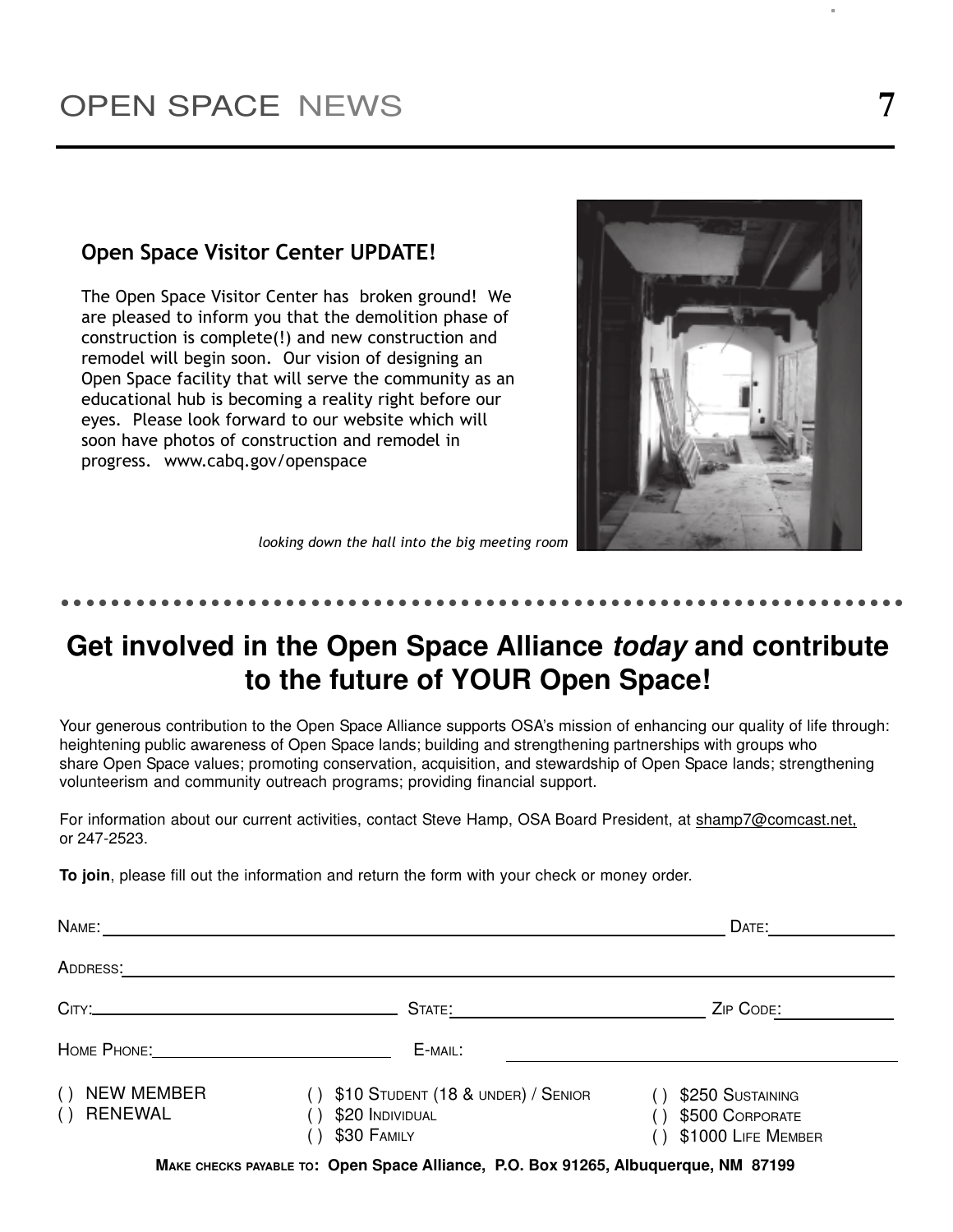## Open Space Visitor Center UPDATE!

The Open Space Visitor Center has broken ground! We are pleased to inform you that the demolition phase of construction is complete(!) and new construction and remodel will begin soon. Our vision of designing an Open Space facility that will serve the community as an educational hub is becoming a reality right before our eyes. Please look forward to our website which will soon have photos of construction and remodel in progress. www.cabq.gov/openspace

*looking down the hall into the big meeting room*

# Get involved in the Open Space Alliance *today* and contribute to the future of YOUR Open Space!

Your generous contribution to the Open Space Alliance supports OSA's mission of enhancing our quality of life through: heightening public awareness of Open Space lands; building and strengthening partnerships with groups who share Open Space values; promoting conservation, acquisition, and stewardship of Open Space lands; strengthening volunteerism and community outreach programs; providing financial support.

For information about our current activities, contact Steve Hamp, OSA Board President, at shamp7@comcast.net, or 247-2523.

**To join**, please fill out the information and return the form with your check or money order.

Name: ______________________________ Date: __________

Address: ______________________________

City: ______________ State: ______________ Zip Code: __________

Home Phone: ______________ E-mail: ______________

( ) NEW MEMBER
( ) RENEWAL

( ) $10 Student (18 & under) / Senior
( ) $20 Individual
( ) $30 Family

( ) $250 Sustaining
( ) $500 Corporate
( ) $1000 Life Member

**Make checks payable to: Open Space Alliance, P.O. Box 91265, Albuquerque, NM 87199**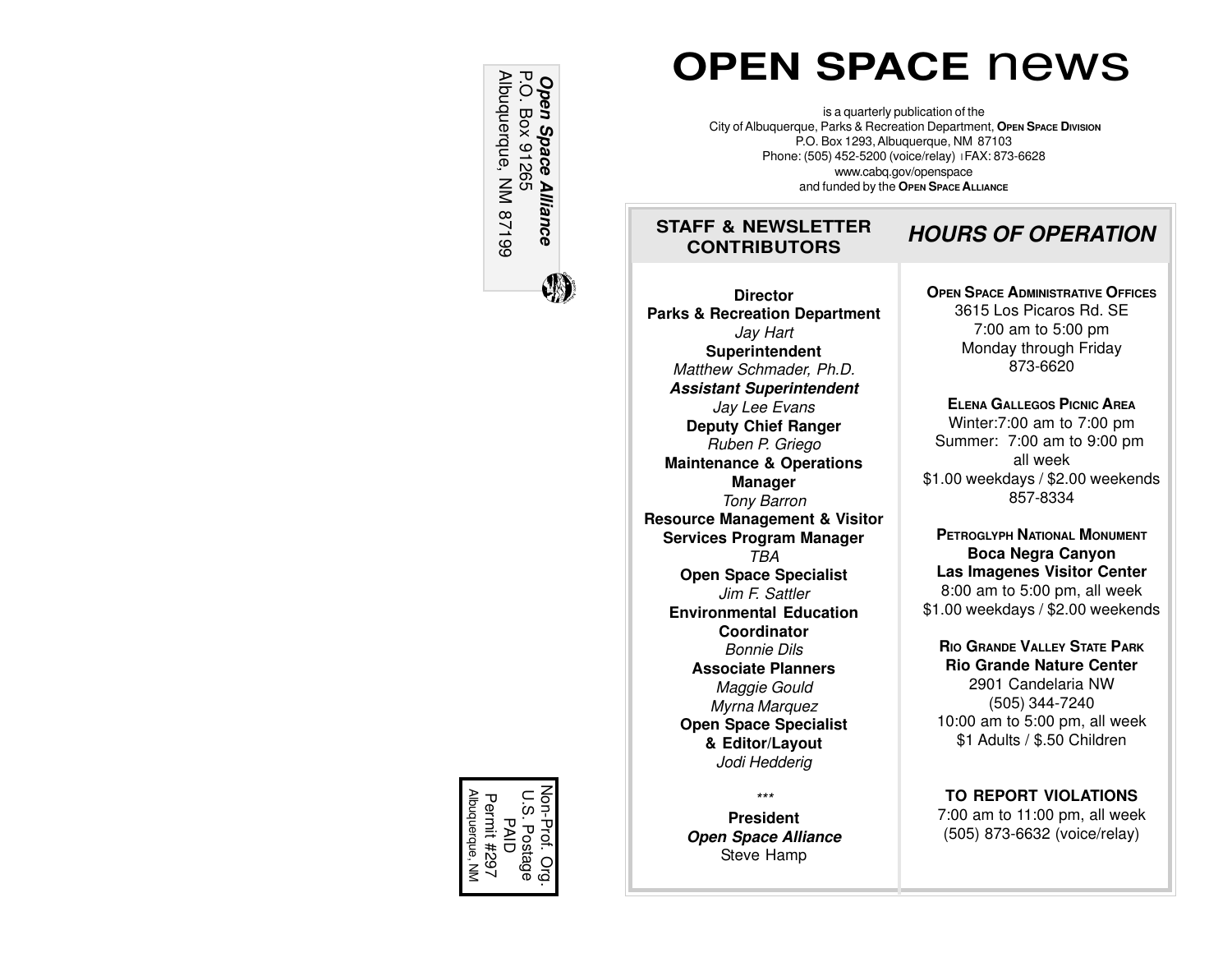*Open Space Alliance*
P.O. Box 91265
Albuquerque, NM 87199

Non-Prof. Org.
U.S. Postage
PAID
Permit #297
Albuquerque, NM

# OPEN SPACE news

is a quarterly publication of the
City of Albuquerque, Parks & Recreation Department, **Open Space Division**
P.O. Box 1293, Albuquerque, NM 87103
Phone: (505) 452-5200 (voice/relay) | FAX: 873-6628
www.cabq.gov/openspace
and funded by the **Open Space Alliance**

## STAFF & NEWSLETTER CONTRIBUTORS

**Director**
**Parks & Recreation Department**
*Jay Hart*
**Superintendent**
*Matthew Schmader, Ph.D.*
***Assistant Superintendent***
*Jay Lee Evans*
**Deputy Chief Ranger**
*Ruben P. Griego*
**Maintenance & Operations Manager**
*Tony Barron*
**Resource Management & Visitor Services Program Manager**
*TBA*
**Open Space Specialist**
*Jim F. Sattler*
**Environmental Education Coordinator**
*Bonnie Dils*
**Associate Planners**
*Maggie Gould*
*Myrna Marquez*
**Open Space Specialist & Editor/Layout**
*Jodi Hedderig*

***

**President**
***Open Space Alliance***
Steve Hamp

## HOURS OF OPERATION

**Open Space Administrative Offices**
3615 Los Picaros Rd. SE
7:00 am to 5:00 pm
Monday through Friday
873-6620

**Elena Gallegos Picnic Area**
Winter:7:00 am to 7:00 pm
Summer: 7:00 am to 9:00 pm
all week
$1.00 weekdays / $2.00 weekends
857-8334

**Petroglyph National Monument**
**Boca Negra Canyon**
**Las Imagenes Visitor Center**
8:00 am to 5:00 pm, all week
$1.00 weekdays / $2.00 weekends

**Rio Grande Valley State Park**
**Rio Grande Nature Center**
2901 Candelaria NW
(505) 344-7240
10:00 am to 5:00 pm, all week
$1 Adults / $.50 Children

**TO REPORT VIOLATIONS**
7:00 am to 11:00 pm, all week
(505) 873-6632 (voice/relay)